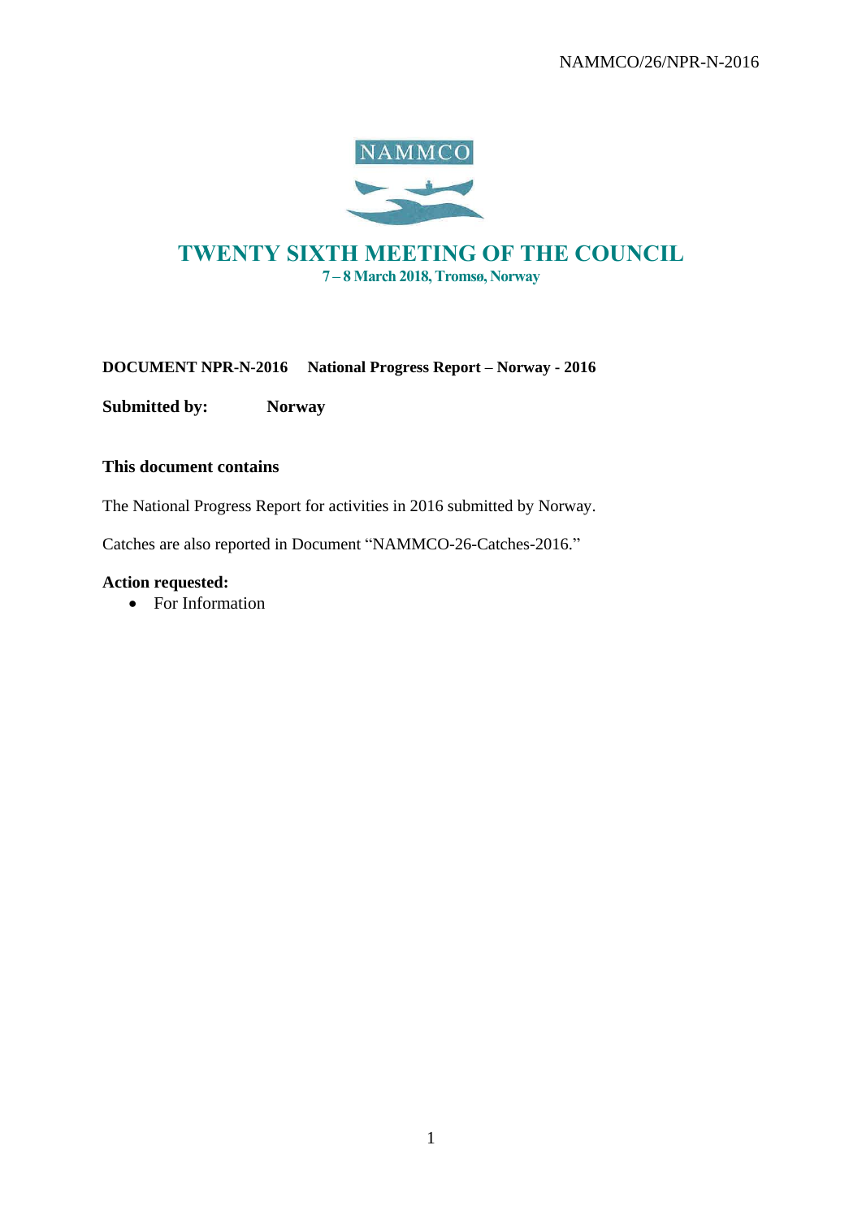NAMMCO

# TWENTY SIXTH MEETING OF THE COUNCIL

**7 – 8 March 2018, Tromsø, Norway**

**DOCUMENT NPR-N-2016 National Progress Report – Norway - 2016**

**Submitted by: Norway**

**This document contains**

The National Progress Report for activities in 2016 submitted by Norway.

Catches are also reported in Document "NAMMCO-26-Catches-2016."

**Action requested:**

- For Information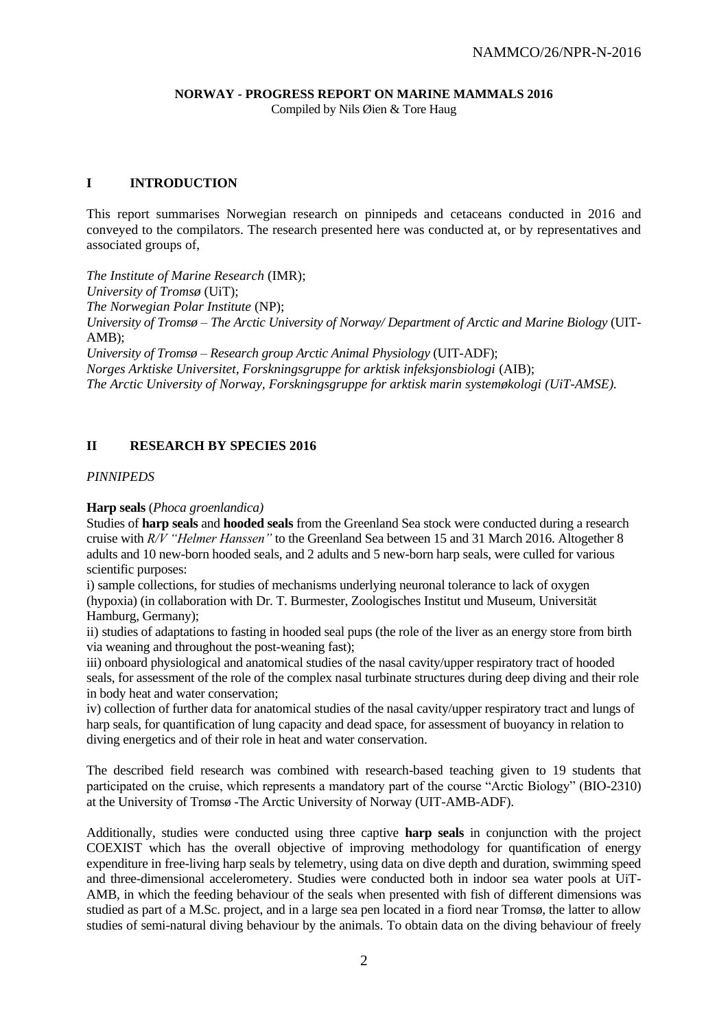## NORWAY - PROGRESS REPORT ON MARINE MAMMALS 2016

Compiled by Nils Øien & Tore Haug

## I INTRODUCTION

This report summarises Norwegian research on pinnipeds and cetaceans conducted in 2016 and conveyed to the compilators. The research presented here was conducted at, or by representatives and associated groups of,

*The Institute of Marine Research* (IMR);
*University of Tromsø* (UiT);
*The Norwegian Polar Institute* (NP);
*University of Tromsø – The Arctic University of Norway/ Department of Arctic and Marine Biology* (UIT-AMB);
*University of Tromsø – Research group Arctic Animal Physiology* (UIT-ADF);
*Norges Arktiske Universitet, Forskningsgruppe for arktisk infeksjonsbiologi* (AIB);
*The Arctic University of Norway, Forskningsgruppe for arktisk marin systemøkologi (UiT-AMSE).*

## II RESEARCH BY SPECIES 2016

### *PINNIPEDS*

**Harp seals** (*Phoca groenlandica)*

Studies of **harp seals** and **hooded seals** from the Greenland Sea stock were conducted during a research cruise with *R/V "Helmer Hanssen"* to the Greenland Sea between 15 and 31 March 2016. Altogether 8 adults and 10 new-born hooded seals, and 2 adults and 5 new-born harp seals, were culled for various scientific purposes:

i) sample collections, for studies of mechanisms underlying neuronal tolerance to lack of oxygen (hypoxia) (in collaboration with Dr. T. Burmester, Zoologisches Institut und Museum, Universität Hamburg, Germany);

ii) studies of adaptations to fasting in hooded seal pups (the role of the liver as an energy store from birth via weaning and throughout the post-weaning fast);

iii) onboard physiological and anatomical studies of the nasal cavity/upper respiratory tract of hooded seals, for assessment of the role of the complex nasal turbinate structures during deep diving and their role in body heat and water conservation;

iv) collection of further data for anatomical studies of the nasal cavity/upper respiratory tract and lungs of harp seals, for quantification of lung capacity and dead space, for assessment of buoyancy in relation to diving energetics and of their role in heat and water conservation.

The described field research was combined with research-based teaching given to 19 students that participated on the cruise, which represents a mandatory part of the course "Arctic Biology" (BIO-2310) at the University of Tromsø -The Arctic University of Norway (UIT-AMB-ADF).

Additionally, studies were conducted using three captive **harp seals** in conjunction with the project COEXIST which has the overall objective of improving methodology for quantification of energy expenditure in free-living harp seals by telemetry, using data on dive depth and duration, swimming speed and three-dimensional accelerometery. Studies were conducted both in indoor sea water pools at UiT-AMB, in which the feeding behaviour of the seals when presented with fish of different dimensions was studied as part of a M.Sc. project, and in a large sea pen located in a fiord near Tromsø, the latter to allow studies of semi-natural diving behaviour by the animals. To obtain data on the diving behaviour of freely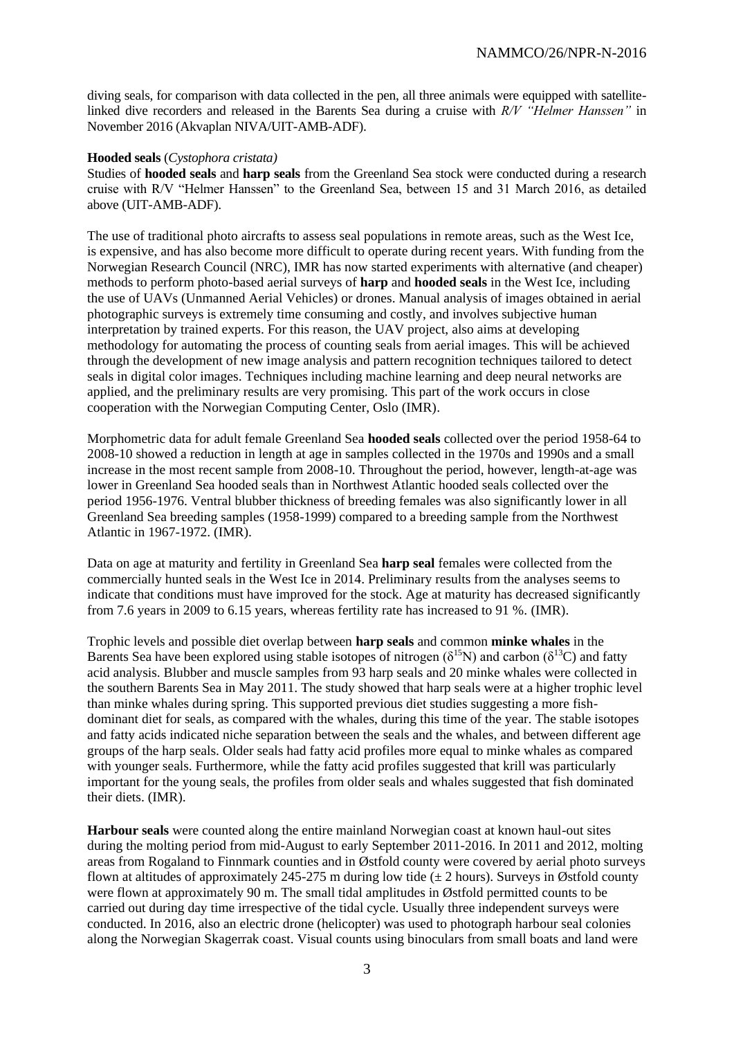diving seals, for comparison with data collected in the pen, all three animals were equipped with satellite-linked dive recorders and released in the Barents Sea during a cruise with *R/V "Helmer Hanssen"* in November 2016 (Akvaplan NIVA/UIT-AMB-ADF).

**Hooded seals** (*Cystophora cristata)*

Studies of **hooded seals** and **harp seals** from the Greenland Sea stock were conducted during a research cruise with R/V "Helmer Hanssen" to the Greenland Sea, between 15 and 31 March 2016, as detailed above (UIT-AMB-ADF).

The use of traditional photo aircrafts to assess seal populations in remote areas, such as the West Ice, is expensive, and has also become more difficult to operate during recent years. With funding from the Norwegian Research Council (NRC), IMR has now started experiments with alternative (and cheaper) methods to perform photo-based aerial surveys of **harp** and **hooded seals** in the West Ice, including the use of UAVs (Unmanned Aerial Vehicles) or drones. Manual analysis of images obtained in aerial photographic surveys is extremely time consuming and costly, and involves subjective human interpretation by trained experts. For this reason, the UAV project, also aims at developing methodology for automating the process of counting seals from aerial images. This will be achieved through the development of new image analysis and pattern recognition techniques tailored to detect seals in digital color images. Techniques including machine learning and deep neural networks are applied, and the preliminary results are very promising. This part of the work occurs in close cooperation with the Norwegian Computing Center, Oslo (IMR).

Morphometric data for adult female Greenland Sea **hooded seals** collected over the period 1958-64 to 2008-10 showed a reduction in length at age in samples collected in the 1970s and 1990s and a small increase in the most recent sample from 2008-10. Throughout the period, however, length-at-age was lower in Greenland Sea hooded seals than in Northwest Atlantic hooded seals collected over the period 1956-1976. Ventral blubber thickness of breeding females was also significantly lower in all Greenland Sea breeding samples (1958-1999) compared to a breeding sample from the Northwest Atlantic in 1967-1972. (IMR).

Data on age at maturity and fertility in Greenland Sea **harp seal** females were collected from the commercially hunted seals in the West Ice in 2014. Preliminary results from the analyses seems to indicate that conditions must have improved for the stock. Age at maturity has decreased significantly from 7.6 years in 2009 to 6.15 years, whereas fertility rate has increased to 91 %. (IMR).

Trophic levels and possible diet overlap between **harp seals** and common **minke whales** in the Barents Sea have been explored using stable isotopes of nitrogen ($\delta^{15}N$) and carbon ($\delta^{13}C$) and fatty acid analysis. Blubber and muscle samples from 93 harp seals and 20 minke whales were collected in the southern Barents Sea in May 2011. The study showed that harp seals were at a higher trophic level than minke whales during spring. This supported previous diet studies suggesting a more fish-dominant diet for seals, as compared with the whales, during this time of the year. The stable isotopes and fatty acids indicated niche separation between the seals and the whales, and between different age groups of the harp seals. Older seals had fatty acid profiles more equal to minke whales as compared with younger seals. Furthermore, while the fatty acid profiles suggested that krill was particularly important for the young seals, the profiles from older seals and whales suggested that fish dominated their diets. (IMR).

**Harbour seals** were counted along the entire mainland Norwegian coast at known haul-out sites during the molting period from mid-August to early September 2011-2016. In 2011 and 2012, molting areas from Rogaland to Finnmark counties and in Østfold county were covered by aerial photo surveys flown at altitudes of approximately 245-275 m during low tide (± 2 hours). Surveys in Østfold county were flown at approximately 90 m. The small tidal amplitudes in Østfold permitted counts to be carried out during day time irrespective of the tidal cycle. Usually three independent surveys were conducted. In 2016, also an electric drone (helicopter) was used to photograph harbour seal colonies along the Norwegian Skagerrak coast. Visual counts using binoculars from small boats and land were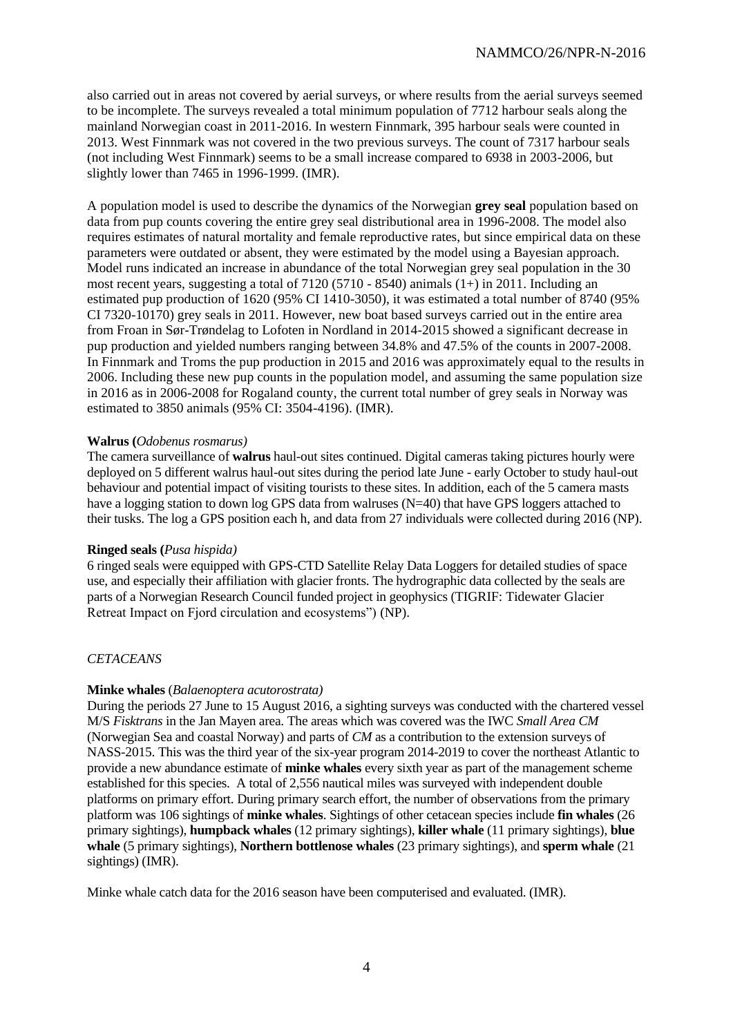also carried out in areas not covered by aerial surveys, or where results from the aerial surveys seemed to be incomplete. The surveys revealed a total minimum population of 7712 harbour seals along the mainland Norwegian coast in 2011-2016. In western Finnmark, 395 harbour seals were counted in 2013. West Finnmark was not covered in the two previous surveys. The count of 7317 harbour seals (not including West Finnmark) seems to be a small increase compared to 6938 in 2003-2006, but slightly lower than 7465 in 1996-1999. (IMR).

A population model is used to describe the dynamics of the Norwegian **grey seal** population based on data from pup counts covering the entire grey seal distributional area in 1996-2008. The model also requires estimates of natural mortality and female reproductive rates, but since empirical data on these parameters were outdated or absent, they were estimated by the model using a Bayesian approach. Model runs indicated an increase in abundance of the total Norwegian grey seal population in the 30 most recent years, suggesting a total of 7120 (5710 - 8540) animals (1+) in 2011. Including an estimated pup production of 1620 (95% CI 1410-3050), it was estimated a total number of 8740 (95% CI 7320-10170) grey seals in 2011. However, new boat based surveys carried out in the entire area from Froan in Sør-Trøndelag to Lofoten in Nordland in 2014-2015 showed a significant decrease in pup production and yielded numbers ranging between 34.8% and 47.5% of the counts in 2007-2008. In Finnmark and Troms the pup production in 2015 and 2016 was approximately equal to the results in 2006. Including these new pup counts in the population model, and assuming the same population size in 2016 as in 2006-2008 for Rogaland county, the current total number of grey seals in Norway was estimated to 3850 animals (95% CI: 3504-4196). (IMR).

**Walrus (***Odobenus rosmarus)*

The camera surveillance of **walrus** haul-out sites continued. Digital cameras taking pictures hourly were deployed on 5 different walrus haul-out sites during the period late June - early October to study haul-out behaviour and potential impact of visiting tourists to these sites. In addition, each of the 5 camera masts have a logging station to down log GPS data from walruses (N=40) that have GPS loggers attached to their tusks. The log a GPS position each h, and data from 27 individuals were collected during 2016 (NP).

**Ringed seals (***Pusa hispida)*

6 ringed seals were equipped with GPS-CTD Satellite Relay Data Loggers for detailed studies of space use, and especially their affiliation with glacier fronts. The hydrographic data collected by the seals are parts of a Norwegian Research Council funded project in geophysics (TIGRIF: Tidewater Glacier Retreat Impact on Fjord circulation and ecosystems") (NP).

*CETACEANS*

**Minke whales** (*Balaenoptera acutorostrata)*

During the periods 27 June to 15 August 2016, a sighting surveys was conducted with the chartered vessel M/S *Fisktrans* in the Jan Mayen area. The areas which was covered was the IWC *Small Area CM* (Norwegian Sea and coastal Norway) and parts of *CM* as a contribution to the extension surveys of NASS-2015. This was the third year of the six-year program 2014-2019 to cover the northeast Atlantic to provide a new abundance estimate of **minke whales** every sixth year as part of the management scheme established for this species. A total of 2,556 nautical miles was surveyed with independent double platforms on primary effort. During primary search effort, the number of observations from the primary platform was 106 sightings of **minke whales**. Sightings of other cetacean species include **fin whales** (26 primary sightings), **humpback whales** (12 primary sightings), **killer whale** (11 primary sightings), **blue whale** (5 primary sightings), **Northern bottlenose whales** (23 primary sightings), and **sperm whale** (21 sightings) (IMR).

Minke whale catch data for the 2016 season have been computerised and evaluated. (IMR).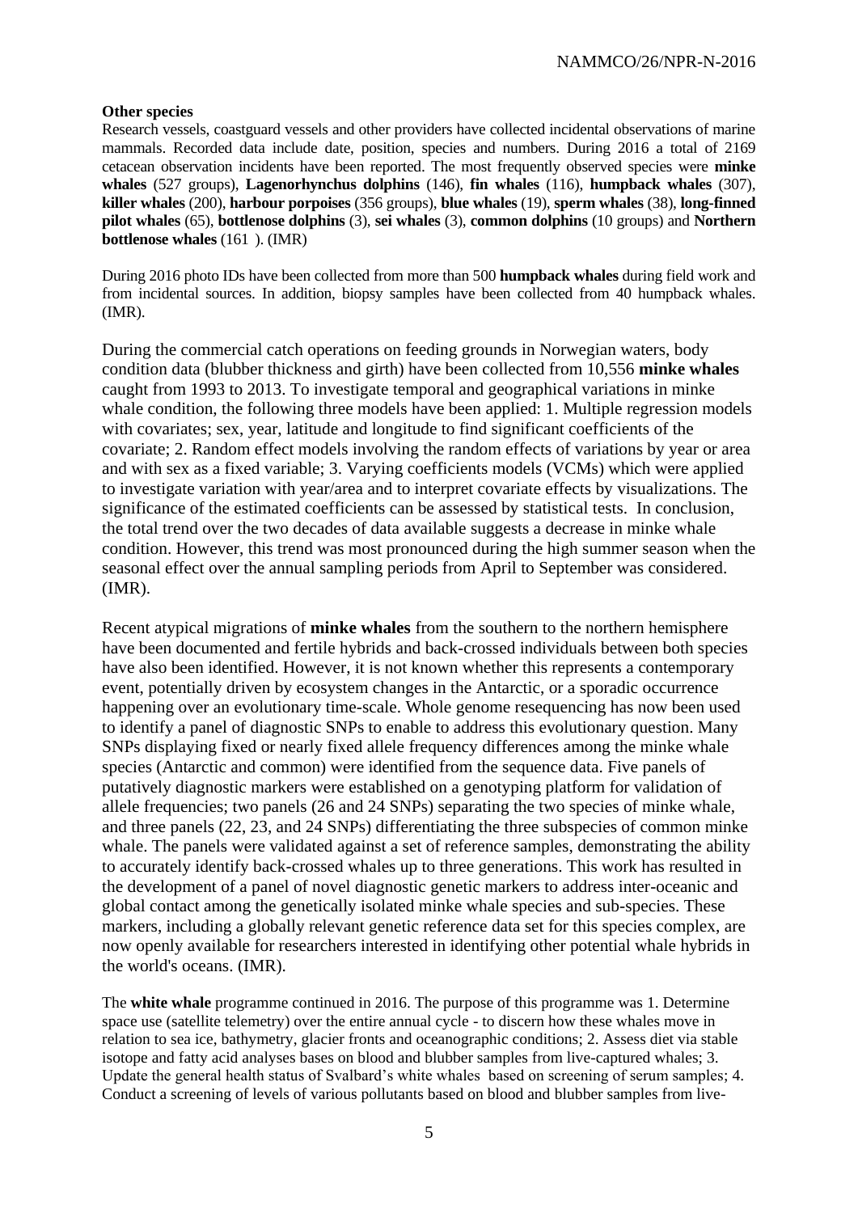**Other species**

Research vessels, coastguard vessels and other providers have collected incidental observations of marine mammals. Recorded data include date, position, species and numbers. During 2016 a total of 2169 cetacean observation incidents have been reported. The most frequently observed species were **minke whales** (527 groups), **Lagenorhynchus dolphins** (146), **fin whales** (116), **humpback whales** (307), **killer whales** (200), **harbour porpoises** (356 groups), **blue whales** (19), **sperm whales** (38), **long-finned pilot whales** (65), **bottlenose dolphins** (3), **sei whales** (3), **common dolphins** (10 groups) and **Northern bottlenose whales** (161 ). (IMR)

During 2016 photo IDs have been collected from more than 500 **humpback whales** during field work and from incidental sources. In addition, biopsy samples have been collected from 40 humpback whales. (IMR).

During the commercial catch operations on feeding grounds in Norwegian waters, body condition data (blubber thickness and girth) have been collected from 10,556 **minke whales** caught from 1993 to 2013. To investigate temporal and geographical variations in minke whale condition, the following three models have been applied: 1. Multiple regression models with covariates; sex, year, latitude and longitude to find significant coefficients of the covariate; 2. Random effect models involving the random effects of variations by year or area and with sex as a fixed variable; 3. Varying coefficients models (VCMs) which were applied to investigate variation with year/area and to interpret covariate effects by visualizations. The significance of the estimated coefficients can be assessed by statistical tests. In conclusion, the total trend over the two decades of data available suggests a decrease in minke whale condition. However, this trend was most pronounced during the high summer season when the seasonal effect over the annual sampling periods from April to September was considered. (IMR).

Recent atypical migrations of **minke whales** from the southern to the northern hemisphere have been documented and fertile hybrids and back-crossed individuals between both species have also been identified. However, it is not known whether this represents a contemporary event, potentially driven by ecosystem changes in the Antarctic, or a sporadic occurrence happening over an evolutionary time-scale. Whole genome resequencing has now been used to identify a panel of diagnostic SNPs to enable to address this evolutionary question. Many SNPs displaying fixed or nearly fixed allele frequency differences among the minke whale species (Antarctic and common) were identified from the sequence data. Five panels of putatively diagnostic markers were established on a genotyping platform for validation of allele frequencies; two panels (26 and 24 SNPs) separating the two species of minke whale, and three panels (22, 23, and 24 SNPs) differentiating the three subspecies of common minke whale. The panels were validated against a set of reference samples, demonstrating the ability to accurately identify back-crossed whales up to three generations. This work has resulted in the development of a panel of novel diagnostic genetic markers to address inter-oceanic and global contact among the genetically isolated minke whale species and sub-species. These markers, including a globally relevant genetic reference data set for this species complex, are now openly available for researchers interested in identifying other potential whale hybrids in the world's oceans. (IMR).

The **white whale** programme continued in 2016. The purpose of this programme was 1. Determine space use (satellite telemetry) over the entire annual cycle - to discern how these whales move in relation to sea ice, bathymetry, glacier fronts and oceanographic conditions; 2. Assess diet via stable isotope and fatty acid analyses bases on blood and blubber samples from live-captured whales; 3. Update the general health status of Svalbard's white whales based on screening of serum samples; 4. Conduct a screening of levels of various pollutants based on blood and blubber samples from live-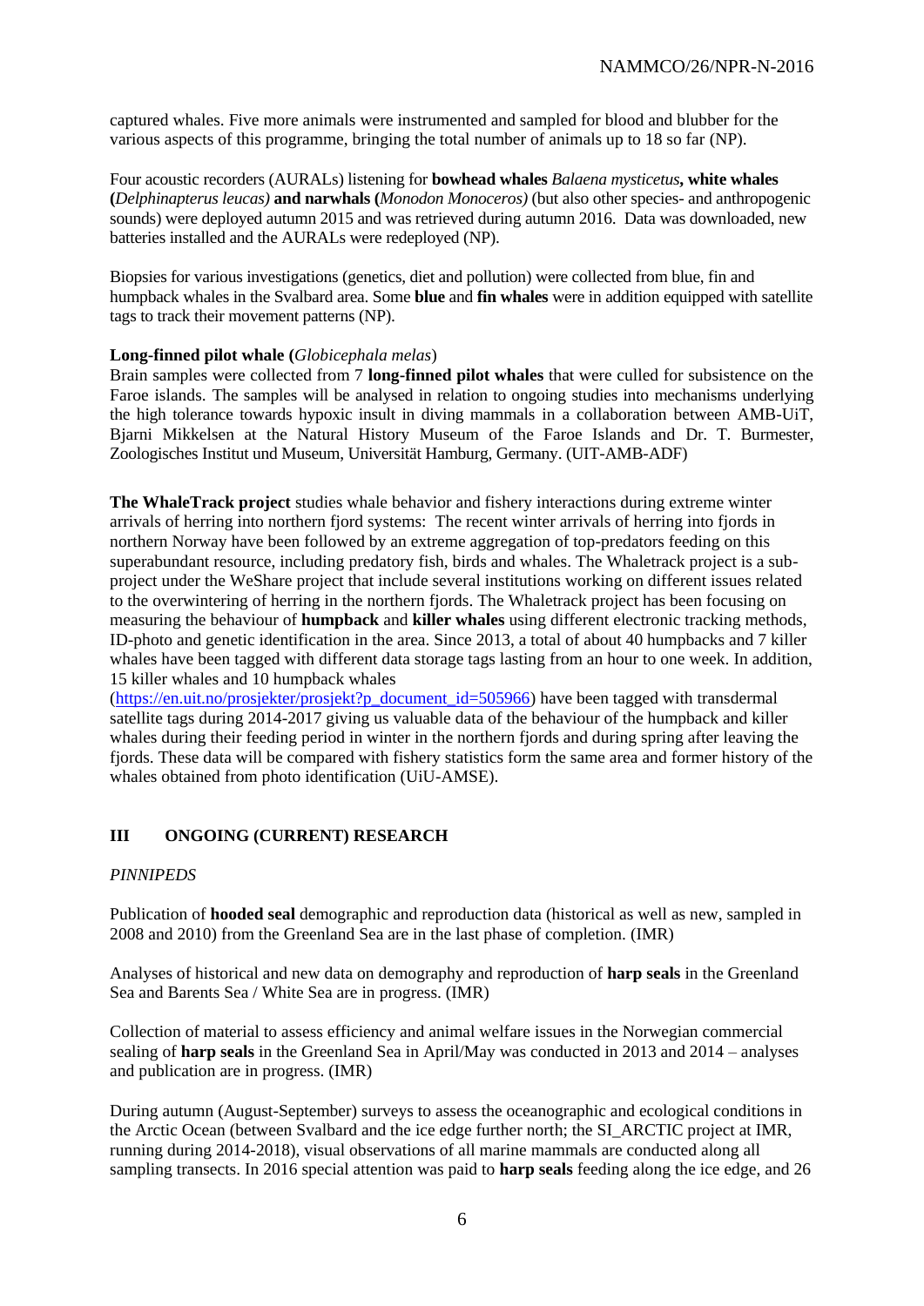captured whales. Five more animals were instrumented and sampled for blood and blubber for the various aspects of this programme, bringing the total number of animals up to 18 so far (NP).

Four acoustic recorders (AURALs) listening for **bowhead whales** *Balaena mysticetus***, white whales (***Delphinapterus leucas)* **and narwhals (***Monodon Monoceros)* (but also other species- and anthropogenic sounds) were deployed autumn 2015 and was retrieved during autumn 2016. Data was downloaded, new batteries installed and the AURALs were redeployed (NP).

Biopsies for various investigations (genetics, diet and pollution) were collected from blue, fin and humpback whales in the Svalbard area. Some **blue** and **fin whales** were in addition equipped with satellite tags to track their movement patterns (NP).

**Long-finned pilot whale (***Globicephala melas*)

Brain samples were collected from 7 **long-finned pilot whales** that were culled for subsistence on the Faroe islands. The samples will be analysed in relation to ongoing studies into mechanisms underlying the high tolerance towards hypoxic insult in diving mammals in a collaboration between AMB-UiT, Bjarni Mikkelsen at the Natural History Museum of the Faroe Islands and Dr. T. Burmester, Zoologisches Institut und Museum, Universität Hamburg, Germany. (UIT-AMB-ADF)

**The WhaleTrack project** studies whale behavior and fishery interactions during extreme winter arrivals of herring into northern fjord systems: The recent winter arrivals of herring into fjords in northern Norway have been followed by an extreme aggregation of top-predators feeding on this superabundant resource, including predatory fish, birds and whales. The Whaletrack project is a sub-project under the WeShare project that include several institutions working on different issues related to the overwintering of herring in the northern fjords. The Whaletrack project has been focusing on measuring the behaviour of **humpback** and **killer whales** using different electronic tracking methods, ID-photo and genetic identification in the area. Since 2013, a total of about 40 humpbacks and 7 killer whales have been tagged with different data storage tags lasting from an hour to one week. In addition, 15 killer whales and 10 humpback whales (https://en.uit.no/prosjekter/prosjekt?p_document_id=505966) have been tagged with transdermal satellite tags during 2014-2017 giving us valuable data of the behaviour of the humpback and killer whales during their feeding period in winter in the northern fjords and during spring after leaving the fjords. These data will be compared with fishery statistics form the same area and former history of the whales obtained from photo identification (UiU-AMSE).

## III ONGOING (CURRENT) RESEARCH

*PINNIPEDS*

Publication of **hooded seal** demographic and reproduction data (historical as well as new, sampled in 2008 and 2010) from the Greenland Sea are in the last phase of completion. (IMR)

Analyses of historical and new data on demography and reproduction of **harp seals** in the Greenland Sea and Barents Sea / White Sea are in progress. (IMR)

Collection of material to assess efficiency and animal welfare issues in the Norwegian commercial sealing of **harp seals** in the Greenland Sea in April/May was conducted in 2013 and 2014 – analyses and publication are in progress. (IMR)

During autumn (August-September) surveys to assess the oceanographic and ecological conditions in the Arctic Ocean (between Svalbard and the ice edge further north; the SI_ARCTIC project at IMR, running during 2014-2018), visual observations of all marine mammals are conducted along all sampling transects. In 2016 special attention was paid to **harp seals** feeding along the ice edge, and 26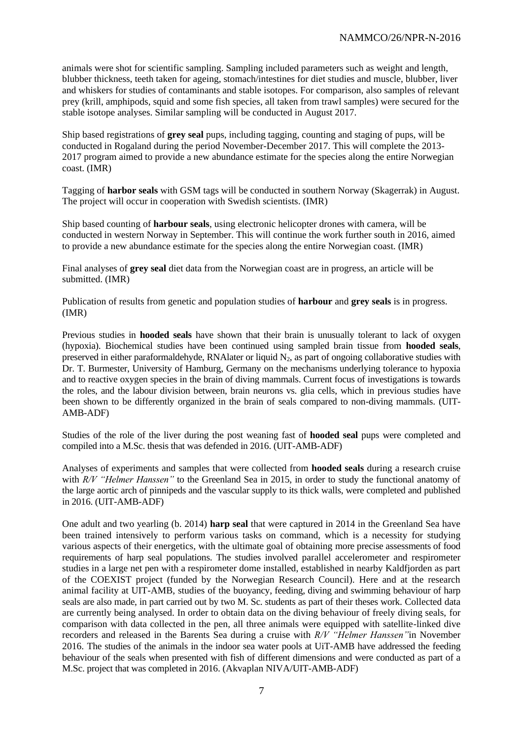animals were shot for scientific sampling. Sampling included parameters such as weight and length, blubber thickness, teeth taken for ageing, stomach/intestines for diet studies and muscle, blubber, liver and whiskers for studies of contaminants and stable isotopes. For comparison, also samples of relevant prey (krill, amphipods, squid and some fish species, all taken from trawl samples) were secured for the stable isotope analyses. Similar sampling will be conducted in August 2017.

Ship based registrations of **grey seal** pups, including tagging, counting and staging of pups, will be conducted in Rogaland during the period November-December 2017. This will complete the 2013-2017 program aimed to provide a new abundance estimate for the species along the entire Norwegian coast. (IMR)

Tagging of **harbor seals** with GSM tags will be conducted in southern Norway (Skagerrak) in August. The project will occur in cooperation with Swedish scientists. (IMR)

Ship based counting of **harbour seals**, using electronic helicopter drones with camera, will be conducted in western Norway in September. This will continue the work further south in 2016, aimed to provide a new abundance estimate for the species along the entire Norwegian coast. (IMR)

Final analyses of **grey seal** diet data from the Norwegian coast are in progress, an article will be submitted. (IMR)

Publication of results from genetic and population studies of **harbour** and **grey seals** is in progress. (IMR)

Previous studies in **hooded seals** have shown that their brain is unusually tolerant to lack of oxygen (hypoxia). Biochemical studies have been continued using sampled brain tissue from **hooded seals**, preserved in either paraformaldehyde, RNAlater or liquid $N_2$, as part of ongoing collaborative studies with Dr. T. Burmester, University of Hamburg, Germany on the mechanisms underlying tolerance to hypoxia and to reactive oxygen species in the brain of diving mammals. Current focus of investigations is towards the roles, and the labour division between, brain neurons vs. glia cells, which in previous studies have been shown to be differently organized in the brain of seals compared to non-diving mammals. (UIT-AMB-ADF)

Studies of the role of the liver during the post weaning fast of **hooded seal** pups were completed and compiled into a M.Sc. thesis that was defended in 2016. (UIT-AMB-ADF)

Analyses of experiments and samples that were collected from **hooded seals** during a research cruise with *R/V "Helmer Hanssen"* to the Greenland Sea in 2015, in order to study the functional anatomy of the large aortic arch of pinnipeds and the vascular supply to its thick walls, were completed and published in 2016. (UIT-AMB-ADF)

One adult and two yearling (b. 2014) **harp seal** that were captured in 2014 in the Greenland Sea have been trained intensively to perform various tasks on command, which is a necessity for studying various aspects of their energetics, with the ultimate goal of obtaining more precise assessments of food requirements of harp seal populations. The studies involved parallel accelerometer and respirometer studies in a large net pen with a respirometer dome installed, established in nearby Kaldfjorden as part of the COEXIST project (funded by the Norwegian Research Council). Here and at the research animal facility at UIT-AMB, studies of the buoyancy, feeding, diving and swimming behaviour of harp seals are also made, in part carried out by two M. Sc. students as part of their theses work. Collected data are currently being analysed. In order to obtain data on the diving behaviour of freely diving seals, for comparison with data collected in the pen, all three animals were equipped with satellite-linked dive recorders and released in the Barents Sea during a cruise with *R/V "Helmer Hanssen"*in November 2016. The studies of the animals in the indoor sea water pools at UiT-AMB have addressed the feeding behaviour of the seals when presented with fish of different dimensions and were conducted as part of a M.Sc. project that was completed in 2016. (Akvaplan NIVA/UIT-AMB-ADF)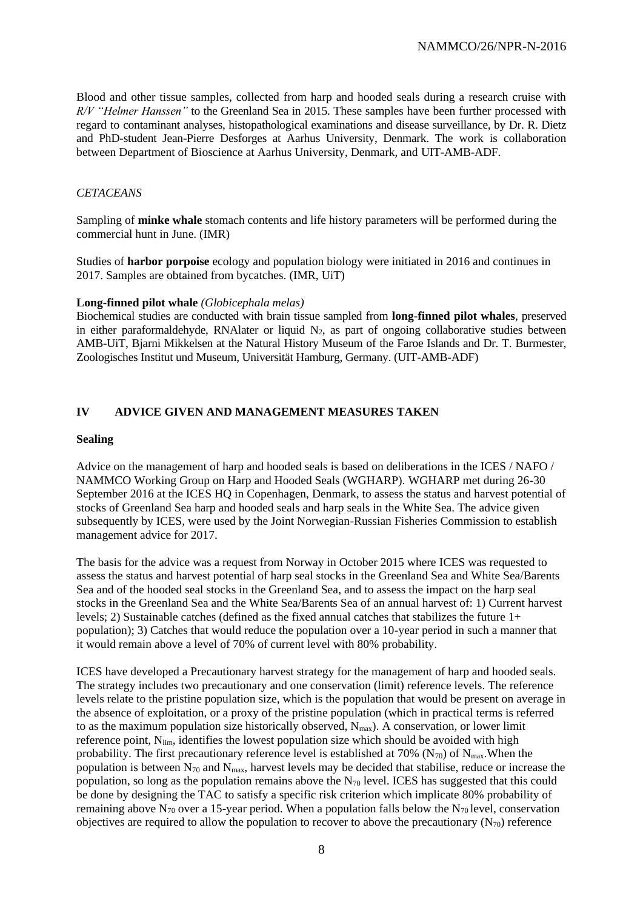Blood and other tissue samples, collected from harp and hooded seals during a research cruise with *R/V "Helmer Hanssen"* to the Greenland Sea in 2015. These samples have been further processed with regard to contaminant analyses, histopathological examinations and disease surveillance, by Dr. R. Dietz and PhD-student Jean-Pierre Desforges at Aarhus University, Denmark. The work is collaboration between Department of Bioscience at Aarhus University, Denmark, and UIT-AMB-ADF.

*CETACEANS*

Sampling of **minke whale** stomach contents and life history parameters will be performed during the commercial hunt in June. (IMR)

Studies of **harbor porpoise** ecology and population biology were initiated in 2016 and continues in 2017. Samples are obtained from bycatches. (IMR, UiT)

**Long-finned pilot whale** *(Globicephala melas)*
Biochemical studies are conducted with brain tissue sampled from **long-finned pilot whales**, preserved in either paraformaldehyde, RNAlater or liquid $N_2$, as part of ongoing collaborative studies between AMB-UiT, Bjarni Mikkelsen at the Natural History Museum of the Faroe Islands and Dr. T. Burmester, Zoologisches Institut und Museum, Universität Hamburg, Germany. (UIT-AMB-ADF)

## IV ADVICE GIVEN AND MANAGEMENT MEASURES TAKEN

**Sealing**

Advice on the management of harp and hooded seals is based on deliberations in the ICES / NAFO / NAMMCO Working Group on Harp and Hooded Seals (WGHARP). WGHARP met during 26-30 September 2016 at the ICES HQ in Copenhagen, Denmark, to assess the status and harvest potential of stocks of Greenland Sea harp and hooded seals and harp seals in the White Sea. The advice given subsequently by ICES, were used by the Joint Norwegian-Russian Fisheries Commission to establish management advice for 2017.

The basis for the advice was a request from Norway in October 2015 where ICES was requested to assess the status and harvest potential of harp seal stocks in the Greenland Sea and White Sea/Barents Sea and of the hooded seal stocks in the Greenland Sea, and to assess the impact on the harp seal stocks in the Greenland Sea and the White Sea/Barents Sea of an annual harvest of: 1) Current harvest levels; 2) Sustainable catches (defined as the fixed annual catches that stabilizes the future 1+ population); 3) Catches that would reduce the population over a 10-year period in such a manner that it would remain above a level of 70% of current level with 80% probability.

ICES have developed a Precautionary harvest strategy for the management of harp and hooded seals. The strategy includes two precautionary and one conservation (limit) reference levels. The reference levels relate to the pristine population size, which is the population that would be present on average in the absence of exploitation, or a proxy of the pristine population (which in practical terms is referred to as the maximum population size historically observed, $N_{max}$). A conservation, or lower limit reference point, $N_{lim}$, identifies the lowest population size which should be avoided with high probability. The first precautionary reference level is established at 70% ($N_{70}$) of $N_{max}$. When the population is between $N_{70}$ and $N_{max}$, harvest levels may be decided that stabilise, reduce or increase the population, so long as the population remains above the $N_{70}$ level. ICES has suggested that this could be done by designing the TAC to satisfy a specific risk criterion which implicate 80% probability of remaining above $N_{70}$ over a 15-year period. When a population falls below the $N_{70}$ level, conservation objectives are required to allow the population to recover to above the precautionary ($N_{70}$) reference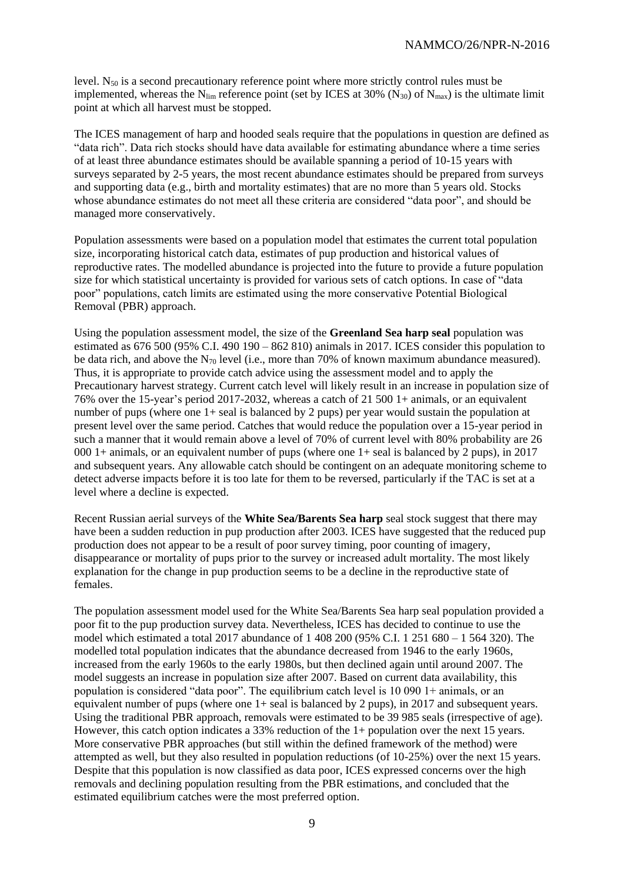level. $N_{50}$ is a second precautionary reference point where more strictly control rules must be implemented, whereas the $N_{lim}$ reference point (set by ICES at 30% ($N_{30}$) of $N_{max}$) is the ultimate limit point at which all harvest must be stopped.

The ICES management of harp and hooded seals require that the populations in question are defined as "data rich". Data rich stocks should have data available for estimating abundance where a time series of at least three abundance estimates should be available spanning a period of 10-15 years with surveys separated by 2-5 years, the most recent abundance estimates should be prepared from surveys and supporting data (e.g., birth and mortality estimates) that are no more than 5 years old. Stocks whose abundance estimates do not meet all these criteria are considered "data poor", and should be managed more conservatively.

Population assessments were based on a population model that estimates the current total population size, incorporating historical catch data, estimates of pup production and historical values of reproductive rates. The modelled abundance is projected into the future to provide a future population size for which statistical uncertainty is provided for various sets of catch options. In case of "data poor" populations, catch limits are estimated using the more conservative Potential Biological Removal (PBR) approach.

Using the population assessment model, the size of the **Greenland Sea harp seal** population was estimated as 676 500 (95% C.I. 490 190 – 862 810) animals in 2017. ICES consider this population to be data rich, and above the $N_{70}$ level (i.e., more than 70% of known maximum abundance measured). Thus, it is appropriate to provide catch advice using the assessment model and to apply the Precautionary harvest strategy. Current catch level will likely result in an increase in population size of 76% over the 15-year's period 2017-2032, whereas a catch of 21 500 1+ animals, or an equivalent number of pups (where one 1+ seal is balanced by 2 pups) per year would sustain the population at present level over the same period. Catches that would reduce the population over a 15-year period in such a manner that it would remain above a level of 70% of current level with 80% probability are 26 000 1+ animals, or an equivalent number of pups (where one 1+ seal is balanced by 2 pups), in 2017 and subsequent years. Any allowable catch should be contingent on an adequate monitoring scheme to detect adverse impacts before it is too late for them to be reversed, particularly if the TAC is set at a level where a decline is expected.

Recent Russian aerial surveys of the **White Sea/Barents Sea harp** seal stock suggest that there may have been a sudden reduction in pup production after 2003. ICES have suggested that the reduced pup production does not appear to be a result of poor survey timing, poor counting of imagery, disappearance or mortality of pups prior to the survey or increased adult mortality. The most likely explanation for the change in pup production seems to be a decline in the reproductive state of females.

The population assessment model used for the White Sea/Barents Sea harp seal population provided a poor fit to the pup production survey data. Nevertheless, ICES has decided to continue to use the model which estimated a total 2017 abundance of 1 408 200 (95% C.I. 1 251 680 – 1 564 320). The modelled total population indicates that the abundance decreased from 1946 to the early 1960s, increased from the early 1960s to the early 1980s, but then declined again until around 2007. The model suggests an increase in population size after 2007. Based on current data availability, this population is considered "data poor". The equilibrium catch level is 10 090 1+ animals, or an equivalent number of pups (where one 1+ seal is balanced by 2 pups), in 2017 and subsequent years. Using the traditional PBR approach, removals were estimated to be 39 985 seals (irrespective of age). However, this catch option indicates a 33% reduction of the 1+ population over the next 15 years. More conservative PBR approaches (but still within the defined framework of the method) were attempted as well, but they also resulted in population reductions (of 10-25%) over the next 15 years. Despite that this population is now classified as data poor, ICES expressed concerns over the high removals and declining population resulting from the PBR estimations, and concluded that the estimated equilibrium catches were the most preferred option.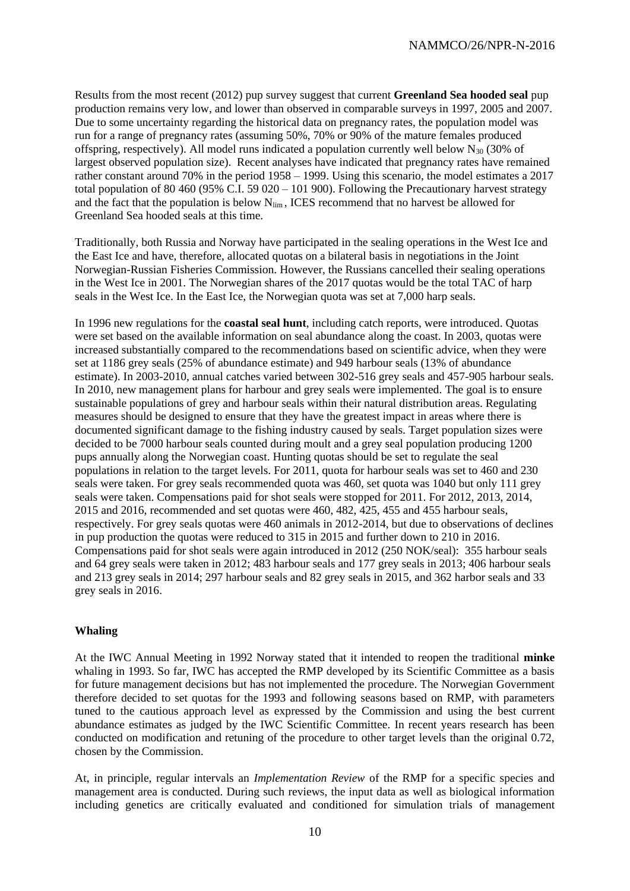Results from the most recent (2012) pup survey suggest that current **Greenland Sea hooded seal** pup production remains very low, and lower than observed in comparable surveys in 1997, 2005 and 2007. Due to some uncertainty regarding the historical data on pregnancy rates, the population model was run for a range of pregnancy rates (assuming 50%, 70% or 90% of the mature females produced offspring, respectively). All model runs indicated a population currently well below $N_{30}$ (30% of largest observed population size). Recent analyses have indicated that pregnancy rates have remained rather constant around 70% in the period 1958 – 1999. Using this scenario, the model estimates a 2017 total population of 80 460 (95% C.I. 59 020 – 101 900). Following the Precautionary harvest strategy and the fact that the population is below $N_{lim}$, ICES recommend that no harvest be allowed for Greenland Sea hooded seals at this time.

Traditionally, both Russia and Norway have participated in the sealing operations in the West Ice and the East Ice and have, therefore, allocated quotas on a bilateral basis in negotiations in the Joint Norwegian-Russian Fisheries Commission. However, the Russians cancelled their sealing operations in the West Ice in 2001. The Norwegian shares of the 2017 quotas would be the total TAC of harp seals in the West Ice. In the East Ice, the Norwegian quota was set at 7,000 harp seals.

In 1996 new regulations for the **coastal seal hunt**, including catch reports, were introduced. Quotas were set based on the available information on seal abundance along the coast. In 2003, quotas were increased substantially compared to the recommendations based on scientific advice, when they were set at 1186 grey seals (25% of abundance estimate) and 949 harbour seals (13% of abundance estimate). In 2003-2010, annual catches varied between 302-516 grey seals and 457-905 harbour seals. In 2010, new management plans for harbour and grey seals were implemented. The goal is to ensure sustainable populations of grey and harbour seals within their natural distribution areas. Regulating measures should be designed to ensure that they have the greatest impact in areas where there is documented significant damage to the fishing industry caused by seals. Target population sizes were decided to be 7000 harbour seals counted during moult and a grey seal population producing 1200 pups annually along the Norwegian coast. Hunting quotas should be set to regulate the seal populations in relation to the target levels. For 2011, quota for harbour seals was set to 460 and 230 seals were taken. For grey seals recommended quota was 460, set quota was 1040 but only 111 grey seals were taken. Compensations paid for shot seals were stopped for 2011. For 2012, 2013, 2014, 2015 and 2016, recommended and set quotas were 460, 482, 425, 455 and 455 harbour seals, respectively. For grey seals quotas were 460 animals in 2012-2014, but due to observations of declines in pup production the quotas were reduced to 315 in 2015 and further down to 210 in 2016. Compensations paid for shot seals were again introduced in 2012 (250 NOK/seal): 355 harbour seals and 64 grey seals were taken in 2012; 483 harbour seals and 177 grey seals in 2013; 406 harbour seals and 213 grey seals in 2014; 297 harbour seals and 82 grey seals in 2015, and 362 harbor seals and 33 grey seals in 2016.

## Whaling

At the IWC Annual Meeting in 1992 Norway stated that it intended to reopen the traditional **minke** whaling in 1993. So far, IWC has accepted the RMP developed by its Scientific Committee as a basis for future management decisions but has not implemented the procedure. The Norwegian Government therefore decided to set quotas for the 1993 and following seasons based on RMP, with parameters tuned to the cautious approach level as expressed by the Commission and using the best current abundance estimates as judged by the IWC Scientific Committee. In recent years research has been conducted on modification and retuning of the procedure to other target levels than the original 0.72, chosen by the Commission.

At, in principle, regular intervals an *Implementation Review* of the RMP for a specific species and management area is conducted. During such reviews, the input data as well as biological information including genetics are critically evaluated and conditioned for simulation trials of management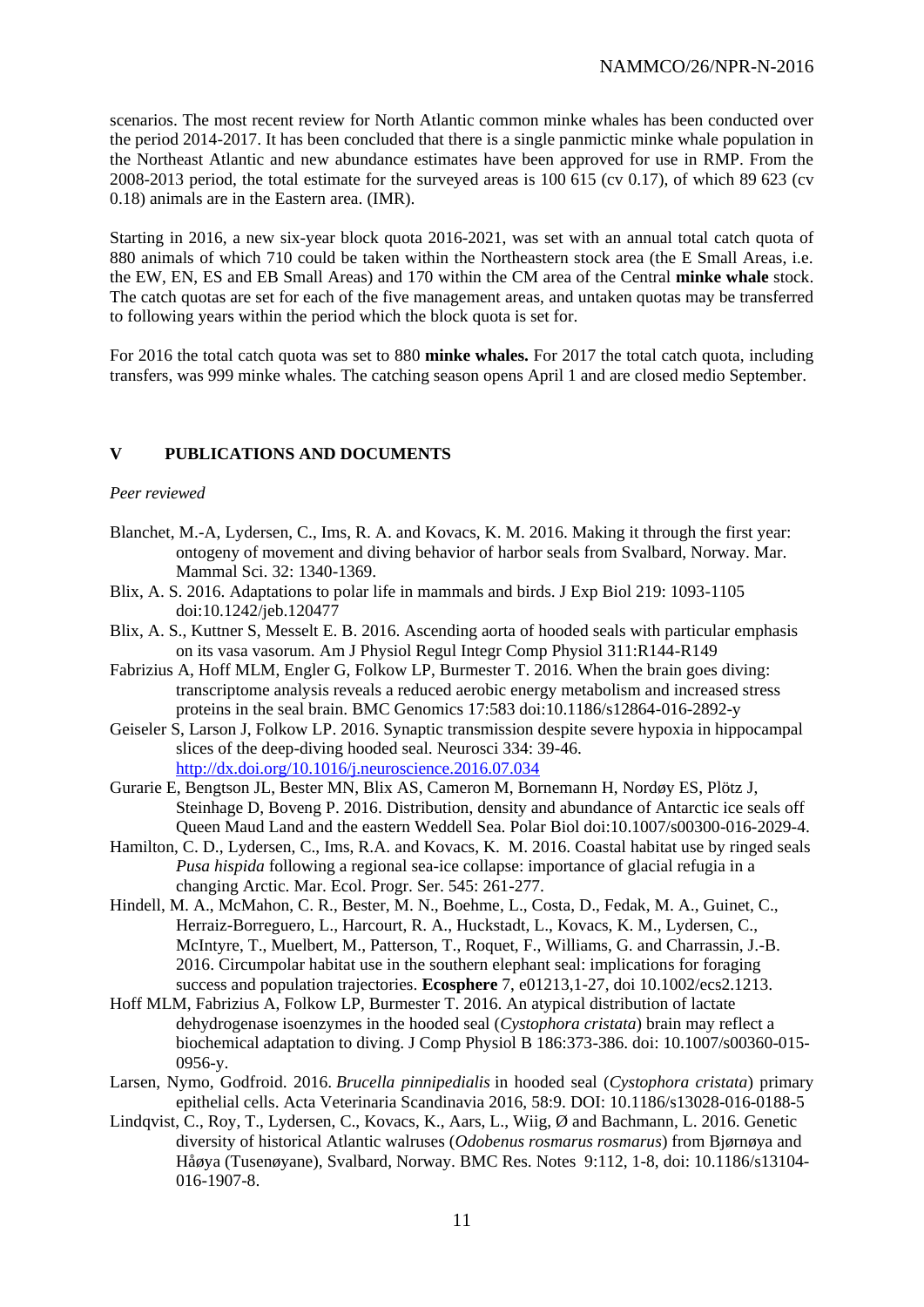scenarios. The most recent review for North Atlantic common minke whales has been conducted over the period 2014-2017. It has been concluded that there is a single panmictic minke whale population in the Northeast Atlantic and new abundance estimates have been approved for use in RMP. From the 2008-2013 period, the total estimate for the surveyed areas is 100 615 (cv 0.17), of which 89 623 (cv 0.18) animals are in the Eastern area. (IMR).

Starting in 2016, a new six-year block quota 2016-2021, was set with an annual total catch quota of 880 animals of which 710 could be taken within the Northeastern stock area (the E Small Areas, i.e. the EW, EN, ES and EB Small Areas) and 170 within the CM area of the Central **minke whale** stock. The catch quotas are set for each of the five management areas, and untaken quotas may be transferred to following years within the period which the block quota is set for.

For 2016 the total catch quota was set to 880 **minke whales.** For 2017 the total catch quota, including transfers, was 999 minke whales. The catching season opens April 1 and are closed medio September.

## V PUBLICATIONS AND DOCUMENTS

*Peer reviewed*

- Blanchet, M.-A, Lydersen, C., Ims, R. A. and Kovacs, K. M. 2016. Making it through the first year: ontogeny of movement and diving behavior of harbor seals from Svalbard, Norway. Mar. Mammal Sci. 32: 1340-1369.
- Blix, A. S. 2016. Adaptations to polar life in mammals and birds. J Exp Biol 219: 1093-1105 doi:10.1242/jeb.120477
- Blix, A. S., Kuttner S, Messelt E. B. 2016. Ascending aorta of hooded seals with particular emphasis on its vasa vasorum. Am J Physiol Regul Integr Comp Physiol 311:R144-R149
- Fabrizius A, Hoff MLM, Engler G, Folkow LP, Burmester T. 2016. When the brain goes diving: transcriptome analysis reveals a reduced aerobic energy metabolism and increased stress proteins in the seal brain. BMC Genomics 17:583 doi:10.1186/s12864-016-2892-y
- Geiseler S, Larson J, Folkow LP. 2016. Synaptic transmission despite severe hypoxia in hippocampal slices of the deep-diving hooded seal. Neurosci 334: 39-46. http://dx.doi.org/10.1016/j.neuroscience.2016.07.034
- Gurarie E, Bengtson JL, Bester MN, Blix AS, Cameron M, Bornemann H, Nordøy ES, Plötz J, Steinhage D, Boveng P. 2016. Distribution, density and abundance of Antarctic ice seals off Queen Maud Land and the eastern Weddell Sea. Polar Biol doi:10.1007/s00300-016-2029-4.
- Hamilton, C. D., Lydersen, C., Ims, R.A. and Kovacs, K. M. 2016. Coastal habitat use by ringed seals *Pusa hispida* following a regional sea-ice collapse: importance of glacial refugia in a changing Arctic. Mar. Ecol. Progr. Ser. 545: 261-277.
- Hindell, M. A., McMahon, C. R., Bester, M. N., Boehme, L., Costa, D., Fedak, M. A., Guinet, C., Herraiz-Borreguero, L., Harcourt, R. A., Huckstadt, L., Kovacs, K. M., Lydersen, C., McIntyre, T., Muelbert, M., Patterson, T., Roquet, F., Williams, G. and Charrassin, J.-B. 2016. Circumpolar habitat use in the southern elephant seal: implications for foraging success and population trajectories. **Ecosphere** 7, e01213,1-27, doi 10.1002/ecs2.1213.
- Hoff MLM, Fabrizius A, Folkow LP, Burmester T. 2016. An atypical distribution of lactate dehydrogenase isoenzymes in the hooded seal (*Cystophora cristata*) brain may reflect a biochemical adaptation to diving. J Comp Physiol B 186:373-386. doi: 10.1007/s00360-015-0956-y.
- Larsen, Nymo, Godfroid. 2016. *Brucella pinnipedialis* in hooded seal (*Cystophora cristata*) primary epithelial cells. Acta Veterinaria Scandinavia 2016, 58:9. DOI: 10.1186/s13028-016-0188-5
- Lindqvist, C., Roy, T., Lydersen, C., Kovacs, K., Aars, L., Wiig, Ø and Bachmann, L. 2016. Genetic diversity of historical Atlantic walruses (*Odobenus rosmarus rosmarus*) from Bjørnøya and Håøya (Tusenøyane), Svalbard, Norway. BMC Res. Notes 9:112, 1-8, doi: 10.1186/s13104-016-1907-8.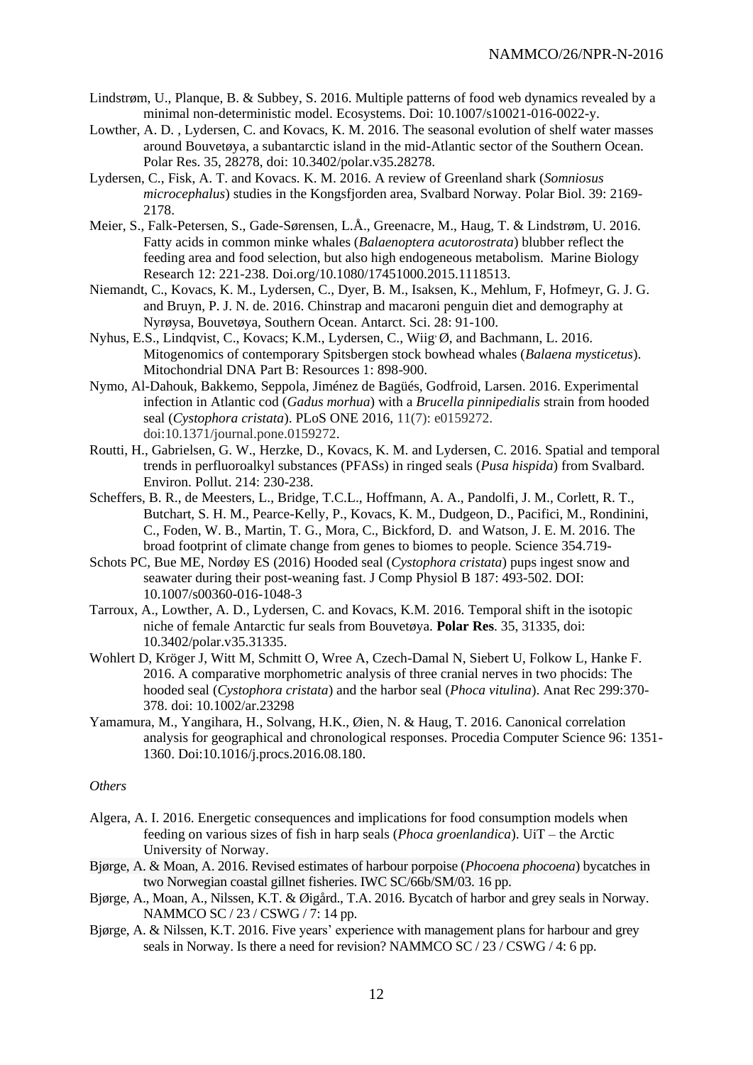Lindstrøm, U., Planque, B. & Subbey, S. 2016. Multiple patterns of food web dynamics revealed by a minimal non-deterministic model. Ecosystems. Doi: 10.1007/s10021-016-0022-y.

Lowther, A. D. , Lydersen, C. and Kovacs, K. M. 2016. The seasonal evolution of shelf water masses around Bouvetøya, a subantarctic island in the mid-Atlantic sector of the Southern Ocean. Polar Res. 35, 28278, doi: 10.3402/polar.v35.28278.

Lydersen, C., Fisk, A. T. and Kovacs. K. M. 2016. A review of Greenland shark (*Somniosus microcephalus*) studies in the Kongsfjorden area, Svalbard Norway. Polar Biol. 39: 2169-2178.

Meier, S., Falk-Petersen, S., Gade-Sørensen, L.Å., Greenacre, M., Haug, T. & Lindstrøm, U. 2016. Fatty acids in common minke whales (*Balaenoptera acutorostrata*) blubber reflect the feeding area and food selection, but also high endogeneous metabolism. Marine Biology Research 12: 221-238. Doi.org/10.1080/17451000.2015.1118513.

Niemandt, C., Kovacs, K. M., Lydersen, C., Dyer, B. M., Isaksen, K., Mehlum, F, Hofmeyr, G. J. G. and Bruyn, P. J. N. de. 2016. Chinstrap and macaroni penguin diet and demography at Nyrøysa, Bouvetøya, Southern Ocean. Antarct. Sci. 28: 91-100.

Nyhus, E.S., Lindqvist, C., Kovacs; K.M., Lydersen, C., Wiig, Ø, and Bachmann, L. 2016. Mitogenomics of contemporary Spitsbergen stock bowhead whales (*Balaena mysticetus*). Mitochondrial DNA Part B: Resources 1: 898-900.

Nymo, Al-Dahouk, Bakkemo, Seppola, Jiménez de Bagüés, Godfroid, Larsen. 2016. Experimental infection in Atlantic cod (*Gadus morhua*) with a *Brucella pinnipedialis* strain from hooded seal (*Cystophora cristata*). PLoS ONE 2016, 11(7): e0159272. doi:10.1371/journal.pone.0159272.

Routti, H., Gabrielsen, G. W., Herzke, D., Kovacs, K. M. and Lydersen, C. 2016. Spatial and temporal trends in perfluoroalkyl substances (PFASs) in ringed seals (*Pusa hispida*) from Svalbard. Environ. Pollut. 214: 230-238.

Scheffers, B. R., de Meesters, L., Bridge, T.C.L., Hoffmann, A. A., Pandolfi, J. M., Corlett, R. T., Butchart, S. H. M., Pearce-Kelly, P., Kovacs, K. M., Dudgeon, D., Pacifici, M., Rondinini, C., Foden, W. B., Martin, T. G., Mora, C., Bickford, D. and Watson, J. E. M. 2016. The broad footprint of climate change from genes to biomes to people. Science 354.719-

Schots PC, Bue ME, Nordøy ES (2016) Hooded seal (*Cystophora cristata*) pups ingest snow and seawater during their post-weaning fast. J Comp Physiol B 187: 493-502. DOI: 10.1007/s00360-016-1048-3

Tarroux, A., Lowther, A. D., Lydersen, C. and Kovacs, K.M. 2016. Temporal shift in the isotopic niche of female Antarctic fur seals from Bouvetøya. **Polar Res**. 35, 31335, doi: 10.3402/polar.v35.31335.

Wohlert D, Kröger J, Witt M, Schmitt O, Wree A, Czech-Damal N, Siebert U, Folkow L, Hanke F. 2016. A comparative morphometric analysis of three cranial nerves in two phocids: The hooded seal (*Cystophora cristata*) and the harbor seal (*Phoca vitulina*). Anat Rec 299:370-378. doi: 10.1002/ar.23298

Yamamura, M., Yangihara, H., Solvang, H.K., Øien, N. & Haug, T. 2016. Canonical correlation analysis for geographical and chronological responses. Procedia Computer Science 96: 1351-1360. Doi:10.1016/j.procs.2016.08.180.

*Others*

Algera, A. I. 2016. Energetic consequences and implications for food consumption models when feeding on various sizes of fish in harp seals (*Phoca groenlandica*). UiT – the Arctic University of Norway.

Bjørge, A. & Moan, A. 2016. Revised estimates of harbour porpoise (*Phocoena phocoena*) bycatches in two Norwegian coastal gillnet fisheries. IWC SC/66b/SM/03. 16 pp.

Bjørge, A., Moan, A., Nilssen, K.T. & Øigård., T.A. 2016. Bycatch of harbor and grey seals in Norway. NAMMCO SC / 23 / CSWG / 7: 14 pp.

Bjørge, A. & Nilssen, K.T. 2016. Five years' experience with management plans for harbour and grey seals in Norway. Is there a need for revision? NAMMCO SC / 23 / CSWG / 4: 6 pp.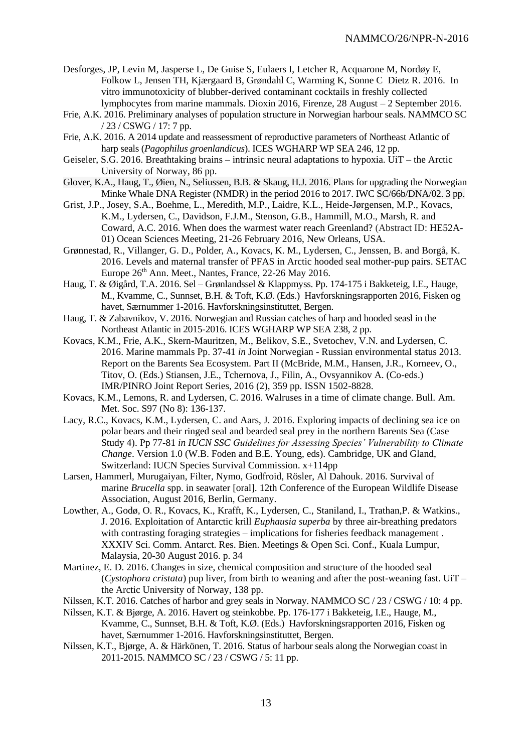Desforges, JP, Levin M, Jasperse L, De Guise S, Eulaers I, Letcher R, Acquarone M, Nordøy E, Folkow L, Jensen TH, Kjærgaard B, Grøndahl C, Warming K, Sonne C Dietz R. 2016. In vitro immunotoxicity of blubber-derived contaminant cocktails in freshly collected lymphocytes from marine mammals. Dioxin 2016, Firenze, 28 August – 2 September 2016.

Frie, A.K. 2016. Preliminary analyses of population structure in Norwegian harbour seals. NAMMCO SC / 23 / CSWG / 17: 7 pp.

Frie, A.K. 2016. A 2014 update and reassessment of reproductive parameters of Northeast Atlantic of harp seals (*Pagophilus groenlandicus*). ICES WGHARP WP SEA 246, 12 pp.

Geiseler, S.G. 2016. Breathtaking brains – intrinsic neural adaptations to hypoxia. UiT – the Arctic University of Norway, 86 pp.

Glover, K.A., Haug, T., Øien, N., Seliussen, B.B. & Skaug, H.J. 2016. Plans for upgrading the Norwegian Minke Whale DNA Register (NMDR) in the period 2016 to 2017. IWC SC/66b/DNA/02. 3 pp.

Grist, J.P., Josey, S.A., Boehme, L., Meredith, M.P., Laidre, K.L., Heide-Jørgensen, M.P., Kovacs, K.M., Lydersen, C., Davidson, F.J.M., Stenson, G.B., Hammill, M.O., Marsh, R. and Coward, A.C. 2016. When does the warmest water reach Greenland? (Abstract ID: HE52A-01) Ocean Sciences Meeting, 21-26 February 2016, New Orleans, USA.

Grønnestad, R., Villanger, G. D., Polder, A., Kovacs, K. M., Lydersen, C., Jenssen, B. and Borgå, K. 2016. Levels and maternal transfer of PFAS in Arctic hooded seal mother-pup pairs. SETAC Europe 26th Ann. Meet., Nantes, France, 22-26 May 2016.

Haug, T. & Øigård, T.A. 2016. Sel – Grønlandssel & Klappmyss. Pp. 174-175 i Bakketeig, I.E., Hauge, M., Kvamme, C., Sunnset, B.H. & Toft, K.Ø. (Eds.) Havforskningsrapporten 2016, Fisken og havet, Særnummer 1-2016. Havforskningsinstituttet, Bergen.

Haug, T. & Zabavnikov, V. 2016. Norwegian and Russian catches of harp and hooded seasl in the Northeast Atlantic in 2015-2016. ICES WGHARP WP SEA 238, 2 pp.

Kovacs, K.M., Frie, A.K., Skern-Mauritzen, M., Belikov, S.E., Svetochev, V.N. and Lydersen, C. 2016. Marine mammals Pp. 37-41 *in* Joint Norwegian - Russian environmental status 2013. Report on the Barents Sea Ecosystem. Part II (McBride, M.M., Hansen, J.R., Korneev, O., Titov, O. (Eds.) Stiansen, J.E., Tchernova, J., Filin, A., Ovsyannikov A. (Co-eds.) IMR/PINRO Joint Report Series, 2016 (2), 359 pp. ISSN 1502-8828.

Kovacs, K.M., Lemons, R. and Lydersen, C. 2016. Walruses in a time of climate change. Bull. Am. Met. Soc. S97 (No 8): 136-137.

Lacy, R.C., Kovacs, K.M., Lydersen, C. and Aars, J. 2016. Exploring impacts of declining sea ice on polar bears and their ringed seal and bearded seal prey in the northern Barents Sea (Case Study 4). Pp 77-81 *in IUCN SSC Guidelines for Assessing Species' Vulnerability to Climate Change*. Version 1.0 (W.B. Foden and B.E. Young, eds). Cambridge, UK and Gland, Switzerland: IUCN Species Survival Commission. x+114pp

Larsen, Hammerl, Murugaiyan, Filter, Nymo, Godfroid, Rösler, Al Dahouk. 2016. Survival of marine *Brucella* spp. in seawater [oral]. 12th Conference of the European Wildlife Disease Association, August 2016, Berlin, Germany.

Lowther, A., Godø, O. R., Kovacs, K., Krafft, K., Lydersen, C., Staniland, I., Trathan,P. & Watkins., J. 2016. Exploitation of Antarctic krill *Euphausia superba* by three air-breathing predators with contrasting foraging strategies – implications for fisheries feedback management . XXXIV Sci. Comm. Antarct. Res. Bien. Meetings & Open Sci. Conf., Kuala Lumpur, Malaysia, 20-30 August 2016. p. 34

Martinez, E. D. 2016. Changes in size, chemical composition and structure of the hooded seal (*Cystophora cristata*) pup liver, from birth to weaning and after the post-weaning fast. UiT – the Arctic University of Norway, 138 pp.

Nilssen, K.T. 2016. Catches of harbor and grey seals in Norway. NAMMCO SC / 23 / CSWG / 10: 4 pp.

Nilssen, K.T. & Bjørge, A. 2016. Havert og steinkobbe. Pp. 176-177 i Bakketeig, I.E., Hauge, M., Kvamme, C., Sunnset, B.H. & Toft, K.Ø. (Eds.) Havforskningsrapporten 2016, Fisken og havet, Særnummer 1-2016. Havforskningsinstituttet, Bergen.

Nilssen, K.T., Bjørge, A. & Härkönen, T. 2016. Status of harbour seals along the Norwegian coast in 2011-2015. NAMMCO SC / 23 / CSWG / 5: 11 pp.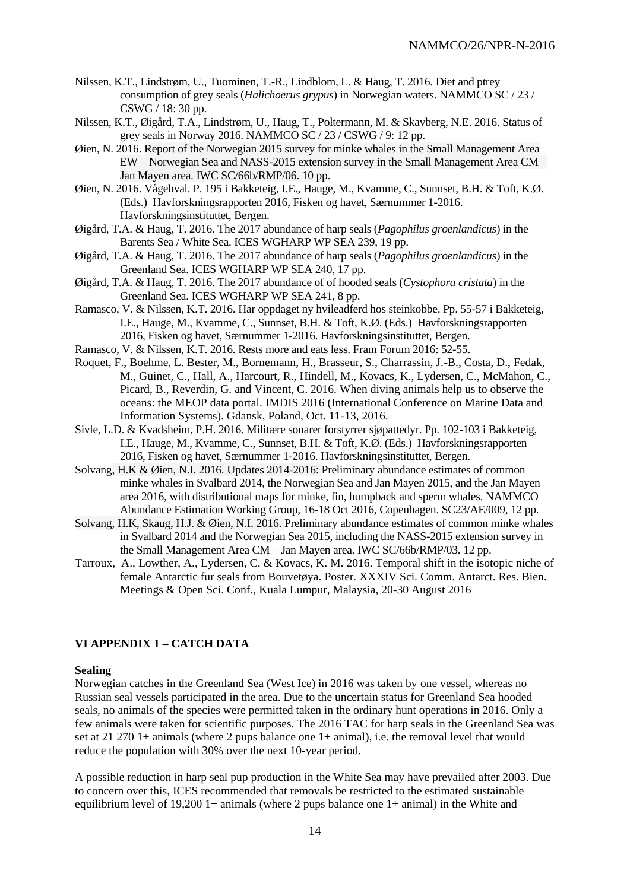Nilssen, K.T., Lindstrøm, U., Tuominen, T.-R., Lindblom, L. & Haug, T. 2016. Diet and ptrey consumption of grey seals (*Halichoerus grypus*) in Norwegian waters. NAMMCO SC / 23 / CSWG / 18: 30 pp.

Nilssen, K.T., Øigård, T.A., Lindstrøm, U., Haug, T., Poltermann, M. & Skavberg, N.E. 2016. Status of grey seals in Norway 2016. NAMMCO SC / 23 / CSWG / 9: 12 pp.

Øien, N. 2016. Report of the Norwegian 2015 survey for minke whales in the Small Management Area EW – Norwegian Sea and NASS-2015 extension survey in the Small Management Area CM – Jan Mayen area. IWC SC/66b/RMP/06. 10 pp.

Øien, N. 2016. Vågehval. P. 195 i Bakketeig, I.E., Hauge, M., Kvamme, C., Sunnset, B.H. & Toft, K.Ø. (Eds.) Havforskningsrapporten 2016, Fisken og havet, Særnummer 1-2016. Havforskningsinstituttet, Bergen.

Øigård, T.A. & Haug, T. 2016. The 2017 abundance of harp seals (*Pagophilus groenlandicus*) in the Barents Sea / White Sea. ICES WGHARP WP SEA 239, 19 pp.

Øigård, T.A. & Haug, T. 2016. The 2017 abundance of harp seals (*Pagophilus groenlandicus*) in the Greenland Sea. ICES WGHARP WP SEA 240, 17 pp.

Øigård, T.A. & Haug, T. 2016. The 2017 abundance of of hooded seals (*Cystophora cristata*) in the Greenland Sea. ICES WGHARP WP SEA 241, 8 pp.

Ramasco, V. & Nilssen, K.T. 2016. Har oppdaget ny hvileadferd hos steinkobbe. Pp. 55-57 i Bakketeig, I.E., Hauge, M., Kvamme, C., Sunnset, B.H. & Toft, K.Ø. (Eds.) Havforskningsrapporten 2016, Fisken og havet, Særnummer 1-2016. Havforskningsinstituttet, Bergen.

Ramasco, V. & Nilssen, K.T. 2016. Rests more and eats less. Fram Forum 2016: 52-55.

Roquet, F., Boehme, L. Bester, M., Bornemann, H., Brasseur, S., Charrassin, J.-B., Costa, D., Fedak, M., Guinet, C., Hall, A., Harcourt, R., Hindell, M., Kovacs, K., Lydersen, C., McMahon, C., Picard, B., Reverdin, G. and Vincent, C. 2016. When diving animals help us to observe the oceans: the MEOP data portal. IMDIS 2016 (International Conference on Marine Data and Information Systems). Gdansk, Poland, Oct. 11-13, 2016.

Sivle, L.D. & Kvadsheim, P.H. 2016. Militære sonarer forstyrrer sjøpattedyr. Pp. 102-103 i Bakketeig, I.E., Hauge, M., Kvamme, C., Sunnset, B.H. & Toft, K.Ø. (Eds.) Havforskningsrapporten 2016, Fisken og havet, Særnummer 1-2016. Havforskningsinstituttet, Bergen.

Solvang, H.K & Øien, N.I. 2016. Updates 2014-2016: Preliminary abundance estimates of common minke whales in Svalbard 2014, the Norwegian Sea and Jan Mayen 2015, and the Jan Mayen area 2016, with distributional maps for minke, fin, humpback and sperm whales. NAMMCO Abundance Estimation Working Group, 16-18 Oct 2016, Copenhagen. SC23/AE/009, 12 pp.

Solvang, H.K, Skaug, H.J. & Øien, N.I. 2016. Preliminary abundance estimates of common minke whales in Svalbard 2014 and the Norwegian Sea 2015, including the NASS-2015 extension survey in the Small Management Area CM – Jan Mayen area. IWC SC/66b/RMP/03. 12 pp.

Tarroux, A., Lowther, A., Lydersen, C. & Kovacs, K. M. 2016. Temporal shift in the isotopic niche of female Antarctic fur seals from Bouvetøya. Poster. XXXIV Sci. Comm. Antarct. Res. Bien. Meetings & Open Sci. Conf., Kuala Lumpur, Malaysia, 20-30 August 2016

## VI APPENDIX 1 – CATCH DATA

### Sealing

Norwegian catches in the Greenland Sea (West Ice) in 2016 was taken by one vessel, whereas no Russian seal vessels participated in the area. Due to the uncertain status for Greenland Sea hooded seals, no animals of the species were permitted taken in the ordinary hunt operations in 2016. Only a few animals were taken for scientific purposes. The 2016 TAC for harp seals in the Greenland Sea was set at 21 270 1+ animals (where 2 pups balance one 1+ animal), i.e. the removal level that would reduce the population with 30% over the next 10-year period.

A possible reduction in harp seal pup production in the White Sea may have prevailed after 2003. Due to concern over this, ICES recommended that removals be restricted to the estimated sustainable equilibrium level of 19,200 1+ animals (where 2 pups balance one 1+ animal) in the White and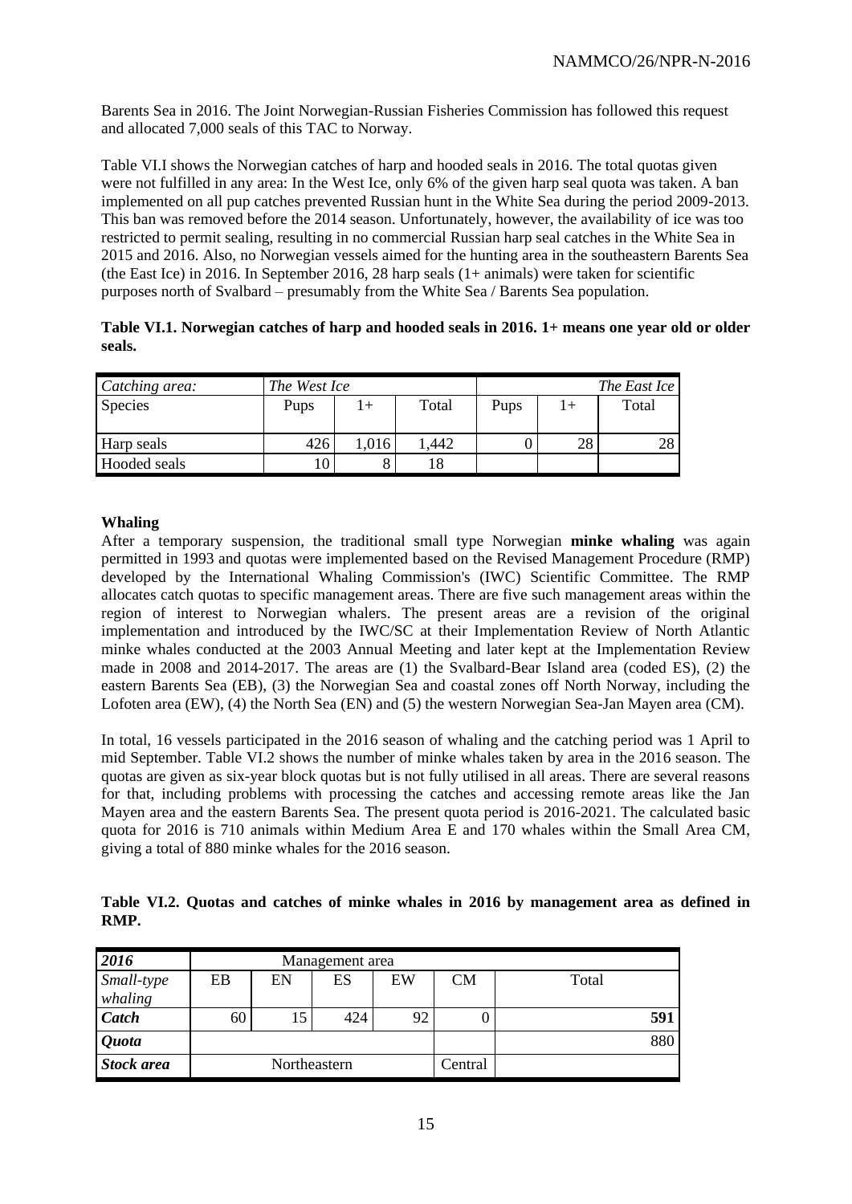Barents Sea in 2016. The Joint Norwegian-Russian Fisheries Commission has followed this request and allocated 7,000 seals of this TAC to Norway.

Table VI.I shows the Norwegian catches of harp and hooded seals in 2016. The total quotas given were not fulfilled in any area: In the West Ice, only 6% of the given harp seal quota was taken. A ban implemented on all pup catches prevented Russian hunt in the White Sea during the period 2009-2013. This ban was removed before the 2014 season. Unfortunately, however, the availability of ice was too restricted to permit sealing, resulting in no commercial Russian harp seal catches in the White Sea in 2015 and 2016. Also, no Norwegian vessels aimed for the hunting area in the southeastern Barents Sea (the East Ice) in 2016. In September 2016, 28 harp seals (1+ animals) were taken for scientific purposes north of Svalbard – presumably from the White Sea / Barents Sea population.

**Table VI.1. Norwegian catches of harp and hooded seals in 2016. 1+ means one year old or older seals.**

| *Catching area:* | *The West Ice* | | | *The East Ice* | | |
|---|---|---|---|---|---|---|
| Species | Pups | 1+ | Total | Pups | 1+ | Total |
| Harp seals | 426 | 1,016 | 1,442 | 0 | 28 | 28 |
| Hooded seals | 10 | 8 | 18 | | | |

**Whaling**

After a temporary suspension, the traditional small type Norwegian **minke whaling** was again permitted in 1993 and quotas were implemented based on the Revised Management Procedure (RMP) developed by the International Whaling Commission's (IWC) Scientific Committee. The RMP allocates catch quotas to specific management areas. There are five such management areas within the region of interest to Norwegian whalers. The present areas are a revision of the original implementation and introduced by the IWC/SC at their Implementation Review of North Atlantic minke whales conducted at the 2003 Annual Meeting and later kept at the Implementation Review made in 2008 and 2014-2017. The areas are (1) the Svalbard-Bear Island area (coded ES), (2) the eastern Barents Sea (EB), (3) the Norwegian Sea and coastal zones off North Norway, including the Lofoten area (EW), (4) the North Sea (EN) and (5) the western Norwegian Sea-Jan Mayen area (CM).

In total, 16 vessels participated in the 2016 season of whaling and the catching period was 1 April to mid September. Table VI.2 shows the number of minke whales taken by area in the 2016 season. The quotas are given as six-year block quotas but is not fully utilised in all areas. There are several reasons for that, including problems with processing the catches and accessing remote areas like the Jan Mayen area and the eastern Barents Sea. The present quota period is 2016-2021. The calculated basic quota for 2016 is 710 animals within Medium Area E and 170 whales within the Small Area CM, giving a total of 880 minke whales for the 2016 season.

**Table VI.2. Quotas and catches of minke whales in 2016 by management area as defined in RMP.**

| ***2016*** | Management area | | | | | |
|---|---|---|---|---|---|---|
| *Small-type whaling* | EB | EN | ES | EW | CM | Total |
| ***Catch*** | 60 | 15 | 424 | 92 | 0 | **591** |
| ***Quota*** | | | | | | 880 |
| ***Stock area*** | Northeastern | | | | Central | |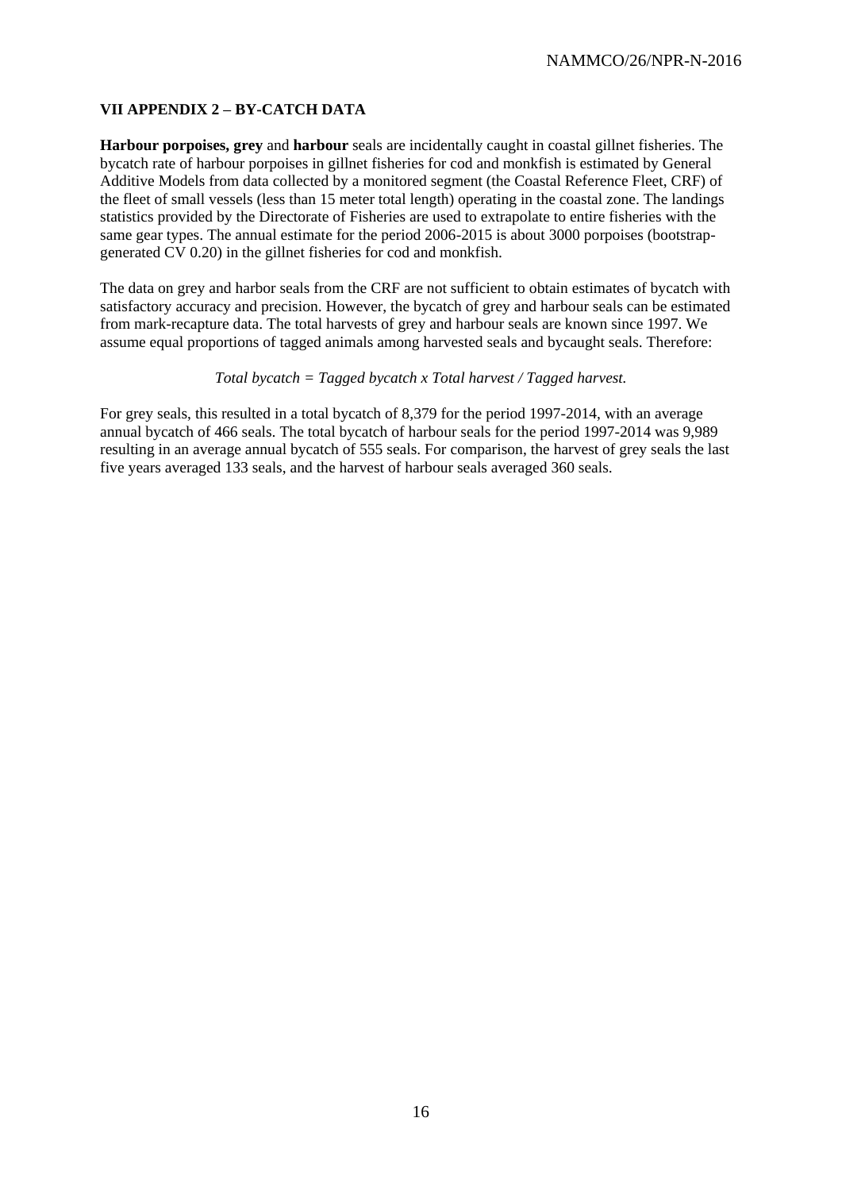## VII APPENDIX 2 – BY-CATCH DATA

**Harbour porpoises, grey** and **harbour** seals are incidentally caught in coastal gillnet fisheries. The bycatch rate of harbour porpoises in gillnet fisheries for cod and monkfish is estimated by General Additive Models from data collected by a monitored segment (the Coastal Reference Fleet, CRF) of the fleet of small vessels (less than 15 meter total length) operating in the coastal zone. The landings statistics provided by the Directorate of Fisheries are used to extrapolate to entire fisheries with the same gear types. The annual estimate for the period 2006-2015 is about 3000 porpoises (bootstrap-generated CV 0.20) in the gillnet fisheries for cod and monkfish.

The data on grey and harbor seals from the CRF are not sufficient to obtain estimates of bycatch with satisfactory accuracy and precision. However, the bycatch of grey and harbour seals can be estimated from mark-recapture data. The total harvests of grey and harbour seals are known since 1997. We assume equal proportions of tagged animals among harvested seals and bycaught seals. Therefore:

*Total bycatch = Tagged bycatch x Total harvest / Tagged harvest.*

For grey seals, this resulted in a total bycatch of 8,379 for the period 1997-2014, with an average annual bycatch of 466 seals. The total bycatch of harbour seals for the period 1997-2014 was 9,989 resulting in an average annual bycatch of 555 seals. For comparison, the harvest of grey seals the last five years averaged 133 seals, and the harvest of harbour seals averaged 360 seals.